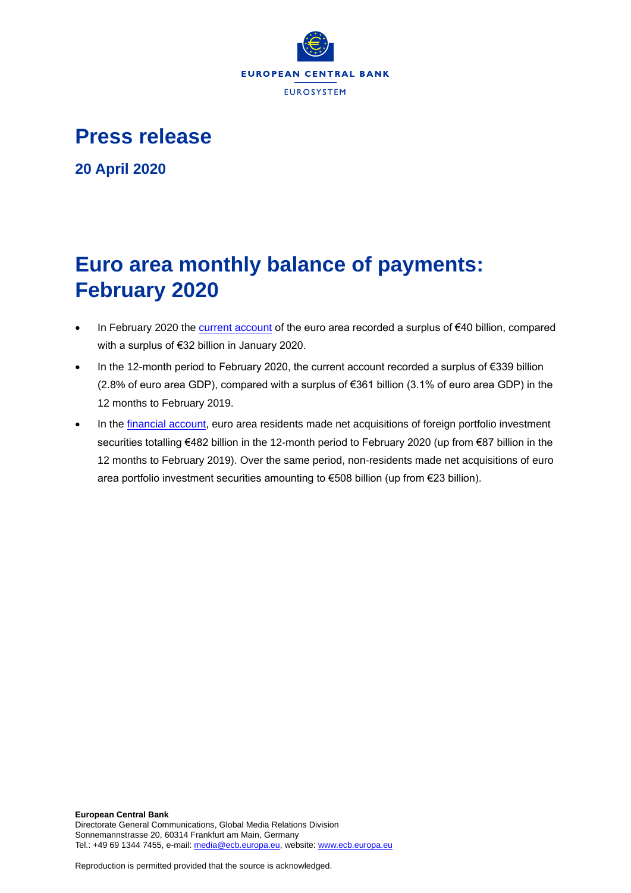EUROPEAN CENTRAL BANK

EUROSYSTEM

# Press release

**20 April 2020**

# Euro area monthly balance of payments: February 2020

- In February 2020 the current account of the euro area recorded a surplus of €40 billion, compared with a surplus of €32 billion in January 2020.
- In the 12-month period to February 2020, the current account recorded a surplus of €339 billion (2.8% of euro area GDP), compared with a surplus of €361 billion (3.1% of euro area GDP) in the 12 months to February 2019.
- In the financial account, euro area residents made net acquisitions of foreign portfolio investment securities totalling €482 billion in the 12-month period to February 2020 (up from €87 billion in the 12 months to February 2019). Over the same period, non-residents made net acquisitions of euro area portfolio investment securities amounting to €508 billion (up from €23 billion).

**European Central Bank**
Directorate General Communications, Global Media Relations Division
Sonnemannstrasse 20, 60314 Frankfurt am Main, Germany
Tel.: +49 69 1344 7455, e-mail: media@ecb.europa.eu, website: www.ecb.europa.eu

Reproduction is permitted provided that the source is acknowledged.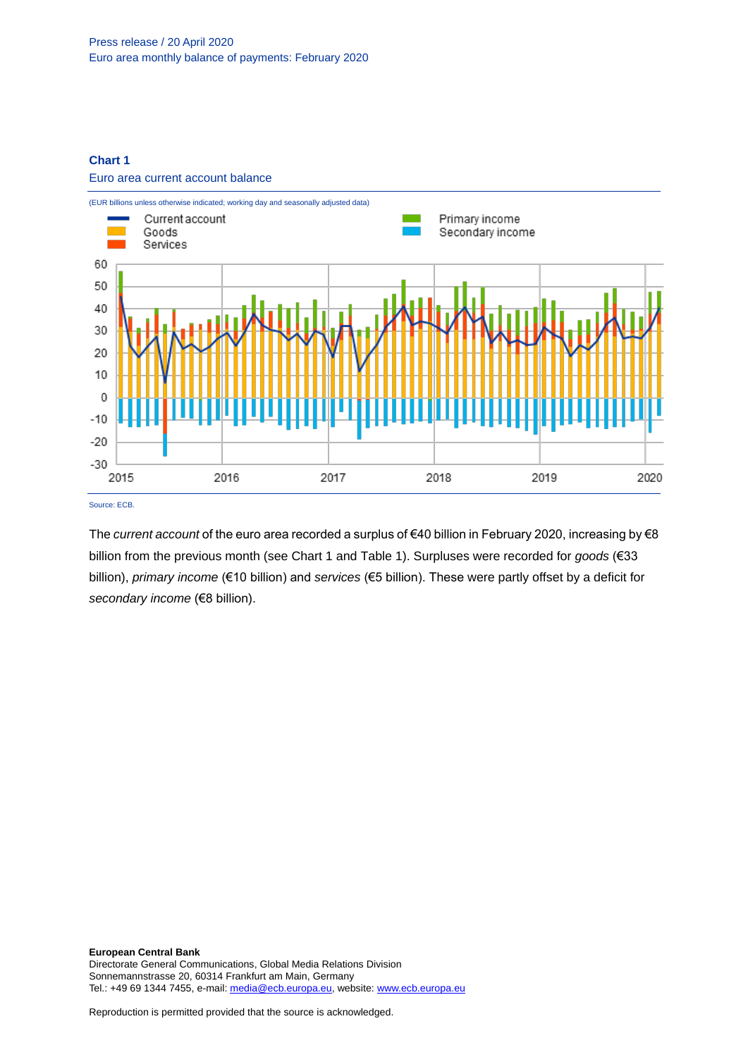**Chart 1**

Euro area current account balance

(EUR billions unless otherwise indicated; working day and seasonally adjusted data)

Source: ECB.

The *current account* of the euro area recorded a surplus of €40 billion in February 2020, increasing by €8 billion from the previous month (see Chart 1 and Table 1). Surpluses were recorded for *goods* (€33 billion), *primary income* (€10 billion) and *services* (€5 billion). These were partly offset by a deficit for *secondary income* (€8 billion).

**European Central Bank**
Directorate General Communications, Global Media Relations Division
Sonnemannstrasse 20, 60314 Frankfurt am Main, Germany
Tel.: +49 69 1344 7455, e-mail: media@ecb.europa.eu, website: www.ecb.europa.eu

Reproduction is permitted provided that the source is acknowledged.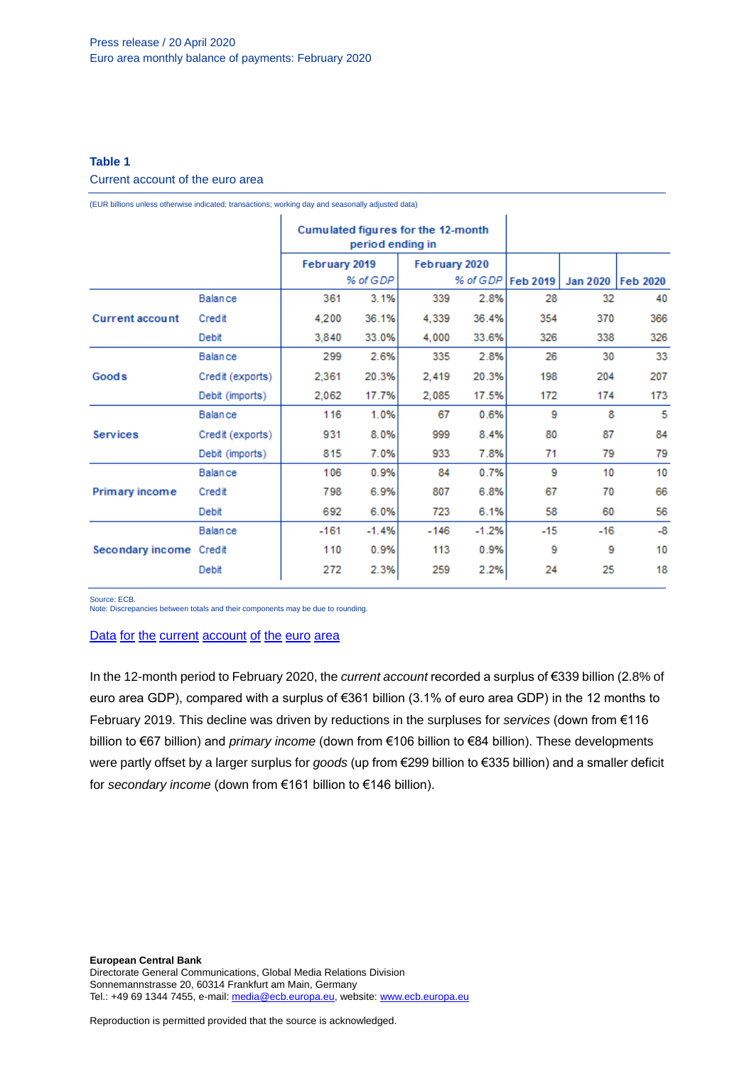**Table 1**

Current account of the euro area

(EUR billions unless otherwise indicated; transactions; working day and seasonally adjusted data)

| | | Cumulated figures for the 12-month period ending in | | | | | | |
|---|---|---|---|---|---|---|---|---|
| | | February 2019 | | February 2020 | | | | |
| | | | % of GDP | | % of GDP | Feb 2019 | Jan 2020 | Feb 2020 |
| **Current account** | Balance | 361 | 3.1% | 339 | 2.8% | 28 | 32 | 40 |
| | Credit | 4,200 | 36.1% | 4,339 | 36.4% | 354 | 370 | 366 |
| | Debit | 3,840 | 33.0% | 4,000 | 33.6% | 326 | 338 | 326 |
| **Goods** | Balance | 299 | 2.6% | 335 | 2.8% | 26 | 30 | 33 |
| | Credit (exports) | 2,361 | 20.3% | 2,419 | 20.3% | 198 | 204 | 207 |
| | Debit (imports) | 2,062 | 17.7% | 2,085 | 17.5% | 172 | 174 | 173 |
| **Services** | Balance | 116 | 1.0% | 67 | 0.6% | 9 | 8 | 5 |
| | Credit (exports) | 931 | 8.0% | 999 | 8.4% | 80 | 87 | 84 |
| | Debit (imports) | 815 | 7.0% | 933 | 7.8% | 71 | 79 | 79 |
| **Primary income** | Balance | 106 | 0.9% | 84 | 0.7% | 9 | 10 | 10 |
| | Credit | 798 | 6.9% | 807 | 6.8% | 67 | 70 | 66 |
| | Debit | 692 | 6.0% | 723 | 6.1% | 58 | 60 | 56 |
| **Secondary income** | Balance | -161 | -1.4% | -146 | -1.2% | -15 | -16 | -8 |
| | Credit | 110 | 0.9% | 113 | 0.9% | 9 | 9 | 10 |
| | Debit | 272 | 2.3% | 259 | 2.2% | 24 | 25 | 18 |

Source: ECB.
Note: Discrepancies between totals and their components may be due to rounding.

Data for the current account of the euro area

In the 12-month period to February 2020, the *current account* recorded a surplus of €339 billion (2.8% of euro area GDP), compared with a surplus of €361 billion (3.1% of euro area GDP) in the 12 months to February 2019. This decline was driven by reductions in the surpluses for *services* (down from €116 billion to €67 billion) and *primary income* (down from €106 billion to €84 billion). These developments were partly offset by a larger surplus for *goods* (up from €299 billion to €335 billion) and a smaller deficit for *secondary income* (down from €161 billion to €146 billion).

**European Central Bank**
Directorate General Communications, Global Media Relations Division
Sonnemannstrasse 20, 60314 Frankfurt am Main, Germany
Tel.: +49 69 1344 7455, e-mail: media@ecb.europa.eu, website: www.ecb.europa.eu

Reproduction is permitted provided that the source is acknowledged.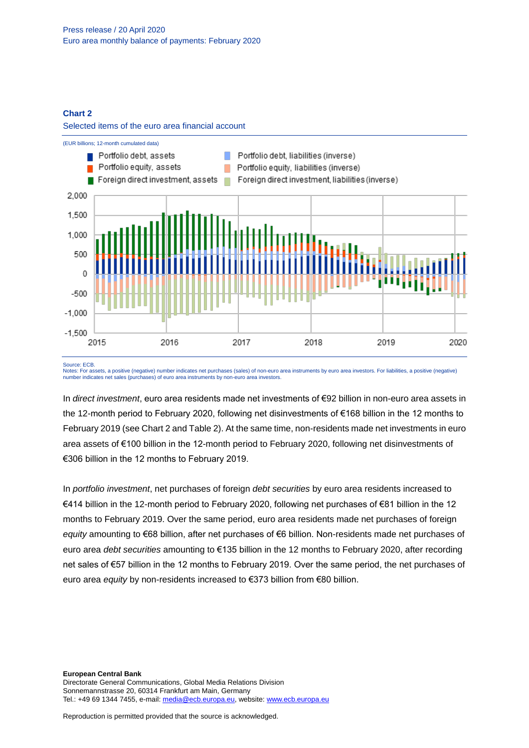**Chart 2**

Selected items of the euro area financial account

(EUR billions; 12-month cumulated data)

Source: ECB.
Notes: For assets, a positive (negative) number indicates net purchases (sales) of non-euro area instruments by euro area investors. For liabilities, a positive (negative) number indicates net sales (purchases) of euro area instruments by non-euro area investors.

In *direct investment*, euro area residents made net investments of €92 billion in non-euro area assets in the 12-month period to February 2020, following net disinvestments of €168 billion in the 12 months to February 2019 (see Chart 2 and Table 2). At the same time, non-residents made net investments in euro area assets of €100 billion in the 12-month period to February 2020, following net disinvestments of €306 billion in the 12 months to February 2019.

In *portfolio investment*, net purchases of foreign *debt securities* by euro area residents increased to €414 billion in the 12-month period to February 2020, following net purchases of €81 billion in the 12 months to February 2019. Over the same period, euro area residents made net purchases of foreign *equity* amounting to €68 billion, after net purchases of €6 billion. Non-residents made net purchases of euro area *debt securities* amounting to €135 billion in the 12 months to February 2020, after recording net sales of €57 billion in the 12 months to February 2019. Over the same period, the net purchases of euro area *equity* by non-residents increased to €373 billion from €80 billion.

**European Central Bank**
Directorate General Communications, Global Media Relations Division
Sonnemannstrasse 20, 60314 Frankfurt am Main, Germany
Tel.: +49 69 1344 7455, e-mail: media@ecb.europa.eu, website: www.ecb.europa.eu

Reproduction is permitted provided that the source is acknowledged.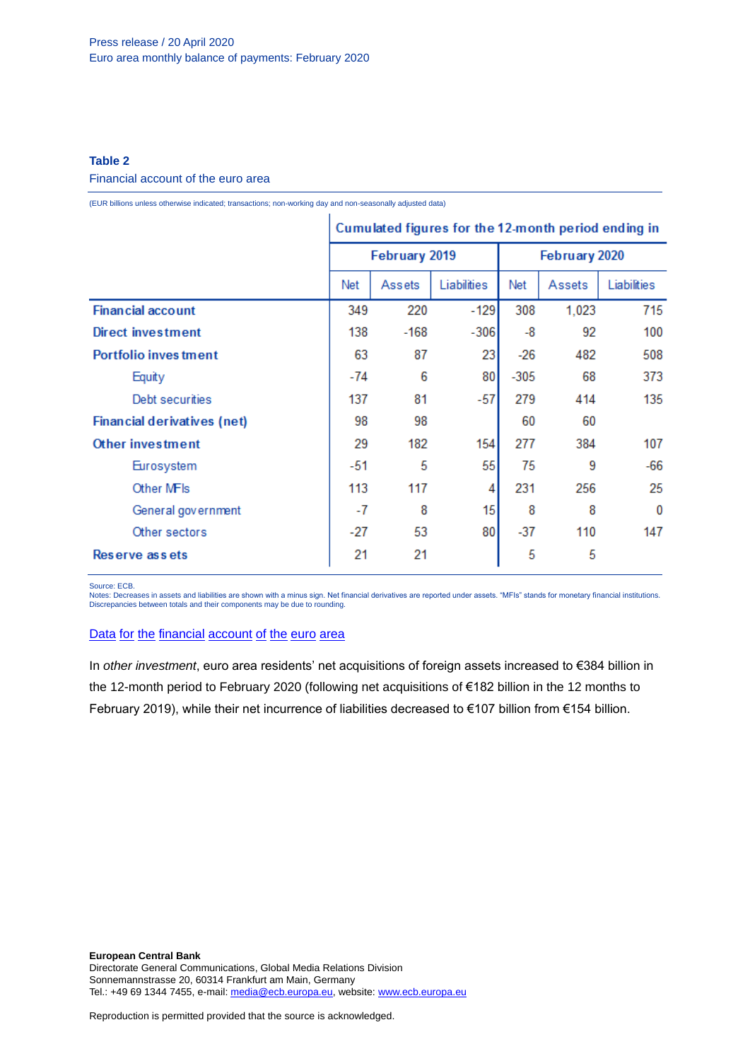Press release / 20 April 2020
Euro area monthly balance of payments: February 2020

**Table 2**

Financial account of the euro area

(EUR billions unless otherwise indicated; transactions; non-working day and non-seasonally adjusted data)

| | Cumulated figures for the 12-month period ending in | | | | | |
|---|---|---|---|---|---|---|
| | February 2019 | | | February 2020 | | |
| | Net | Assets | Liabilities | Net | Assets | Liabilities |
| **Financial account** | 349 | 220 | -129 | 308 | 1,023 | 715 |
| **Direct investment** | 138 | -168 | -306 | -8 | 92 | 100 |
| **Portfolio investment** | 63 | 87 | 23 | -26 | 482 | 508 |
| Equity | -74 | 6 | 80 | -305 | 68 | 373 |
| Debt securities | 137 | 81 | -57 | 279 | 414 | 135 |
| **Financial derivatives (net)** | 98 | 98 | | 60 | 60 | |
| **Other investment** | 29 | 182 | 154 | 277 | 384 | 107 |
| Eurosystem | -51 | 5 | 55 | 75 | 9 | -66 |
| Other MFIs | 113 | 117 | 4 | 231 | 256 | 25 |
| General government | -7 | 8 | 15 | 8 | 8 | 0 |
| Other sectors | -27 | 53 | 80 | -37 | 110 | 147 |
| **Reserve assets** | 21 | 21 | | 5 | 5 | |

Source: ECB.
Notes: Decreases in assets and liabilities are shown with a minus sign. Net financial derivatives are reported under assets. "MFIs" stands for monetary financial institutions. Discrepancies between totals and their components may be due to rounding.

[Data for the financial account of the euro area]

In *other investment*, euro area residents' net acquisitions of foreign assets increased to €384 billion in the 12-month period to February 2020 (following net acquisitions of €182 billion in the 12 months to February 2019), while their net incurrence of liabilities decreased to €107 billion from €154 billion.

**European Central Bank**
Directorate General Communications, Global Media Relations Division
Sonnemannstrasse 20, 60314 Frankfurt am Main, Germany
Tel.: +49 69 1344 7455, e-mail: media@ecb.europa.eu, website: www.ecb.europa.eu

Reproduction is permitted provided that the source is acknowledged.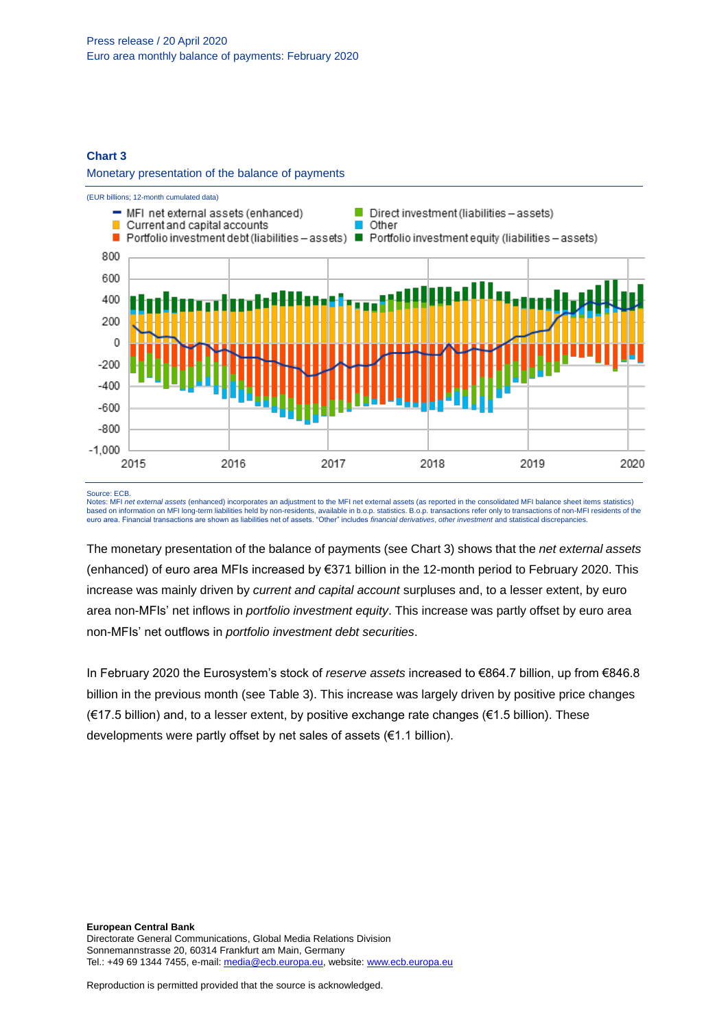**Chart 3**

Monetary presentation of the balance of payments

(EUR billions; 12-month cumulated data)

Source: ECB.

Notes: MFI *net external assets* (enhanced) incorporates an adjustment to the MFI net external assets (as reported in the consolidated MFI balance sheet items statistics) based on information on MFI long-term liabilities held by non-residents, available in b.o.p. statistics. B.o.p. transactions refer only to transactions of non-MFI residents of the euro area. Financial transactions are shown as liabilities net of assets. "Other" includes *financial derivatives*, *other investment* and statistical discrepancies.

The monetary presentation of the balance of payments (see Chart 3) shows that the *net external assets* (enhanced) of euro area MFIs increased by €371 billion in the 12-month period to February 2020. This increase was mainly driven by *current and capital account* surpluses and, to a lesser extent, by euro area non-MFIs' net inflows in *portfolio investment equity*. This increase was partly offset by euro area non-MFIs' net outflows in *portfolio investment debt securities*.

In February 2020 the Eurosystem's stock of *reserve assets* increased to €864.7 billion, up from €846.8 billion in the previous month (see Table 3). This increase was largely driven by positive price changes (€17.5 billion) and, to a lesser extent, by positive exchange rate changes (€1.5 billion). These developments were partly offset by net sales of assets (€1.1 billion).

**European Central Bank**
Directorate General Communications, Global Media Relations Division
Sonnemannstrasse 20, 60314 Frankfurt am Main, Germany
Tel.: +49 69 1344 7455, e-mail: media@ecb.europa.eu, website: www.ecb.europa.eu

Reproduction is permitted provided that the source is acknowledged.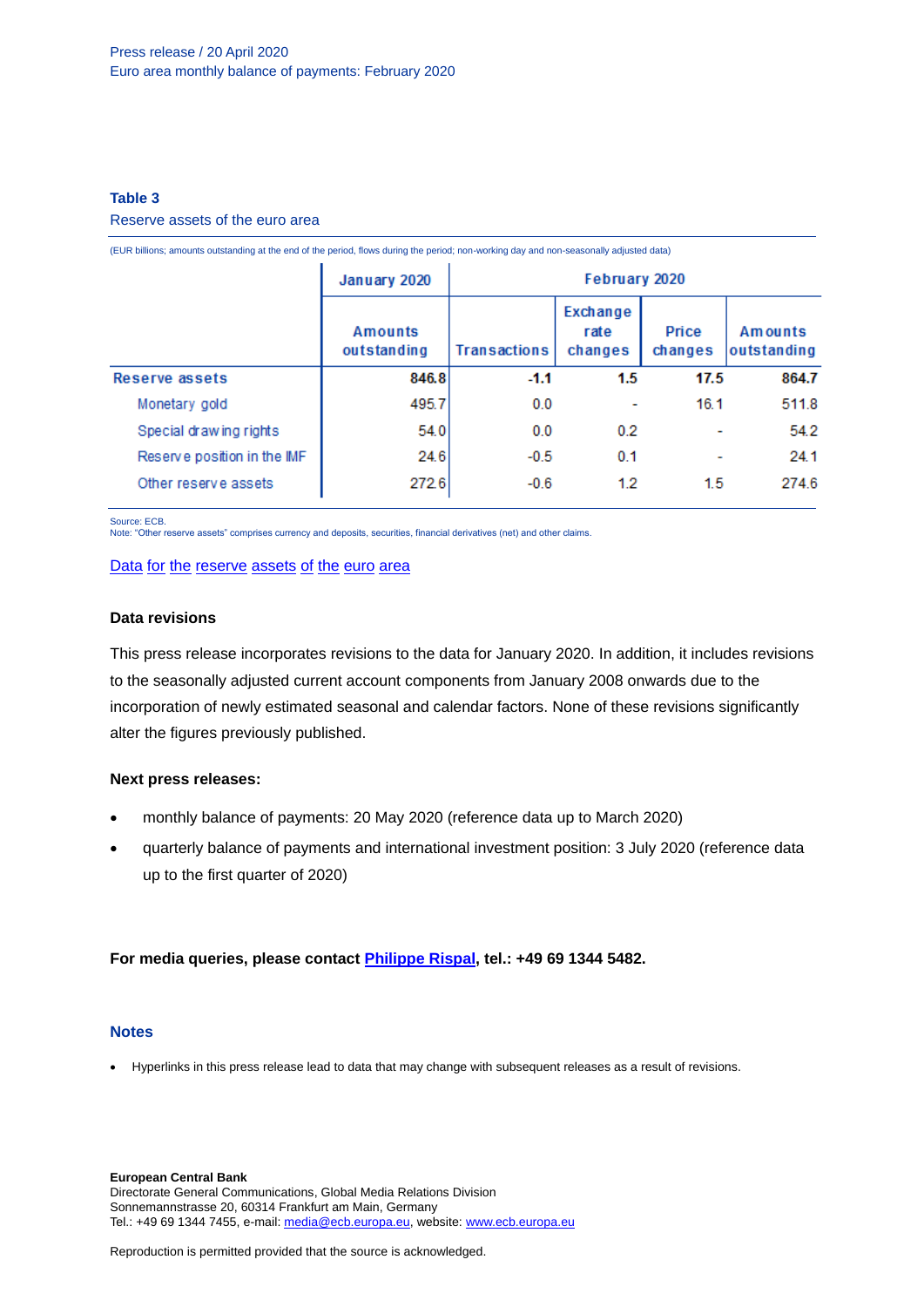Press release / 20 April 2020
Euro area monthly balance of payments: February 2020

**Table 3**
Reserve assets of the euro area

(EUR billions; amounts outstanding at the end of the period, flows during the period; non-working day and non-seasonally adjusted data)

| | January 2020 | February 2020 | | | |
|---|---|---|---|---|---|
| | Amounts outstanding | Transactions | Exchange rate changes | Price changes | Amounts outstanding |
| **Reserve assets** | **846.8** | **-1.1** | **1.5** | **17.5** | **864.7** |
| Monetary gold | 495.7 | 0.0 | - | 16.1 | 511.8 |
| Special drawing rights | 54.0 | 0.0 | 0.2 | - | 54.2 |
| Reserve position in the IMF | 24.6 | -0.5 | 0.1 | - | 24.1 |
| Other reserve assets | 272.6 | -0.6 | 1.2 | 1.5 | 274.6 |

Source: ECB.
Note: "Other reserve assets" comprises currency and deposits, securities, financial derivatives (net) and other claims.

Data for the reserve assets of the euro area

**Data revisions**

This press release incorporates revisions to the data for January 2020. In addition, it includes revisions to the seasonally adjusted current account components from January 2008 onwards due to the incorporation of newly estimated seasonal and calendar factors. None of these revisions significantly alter the figures previously published.

**Next press releases:**

- monthly balance of payments: 20 May 2020 (reference data up to March 2020)
- quarterly balance of payments and international investment position: 3 July 2020 (reference data up to the first quarter of 2020)

**For media queries, please contact Philippe Rispal, tel.: +49 69 1344 5482.**

### Notes

- Hyperlinks in this press release lead to data that may change with subsequent releases as a result of revisions.

**European Central Bank**
Directorate General Communications, Global Media Relations Division
Sonnemannstrasse 20, 60314 Frankfurt am Main, Germany
Tel.: +49 69 1344 7455, e-mail: media@ecb.europa.eu, website: www.ecb.europa.eu

Reproduction is permitted provided that the source is acknowledged.